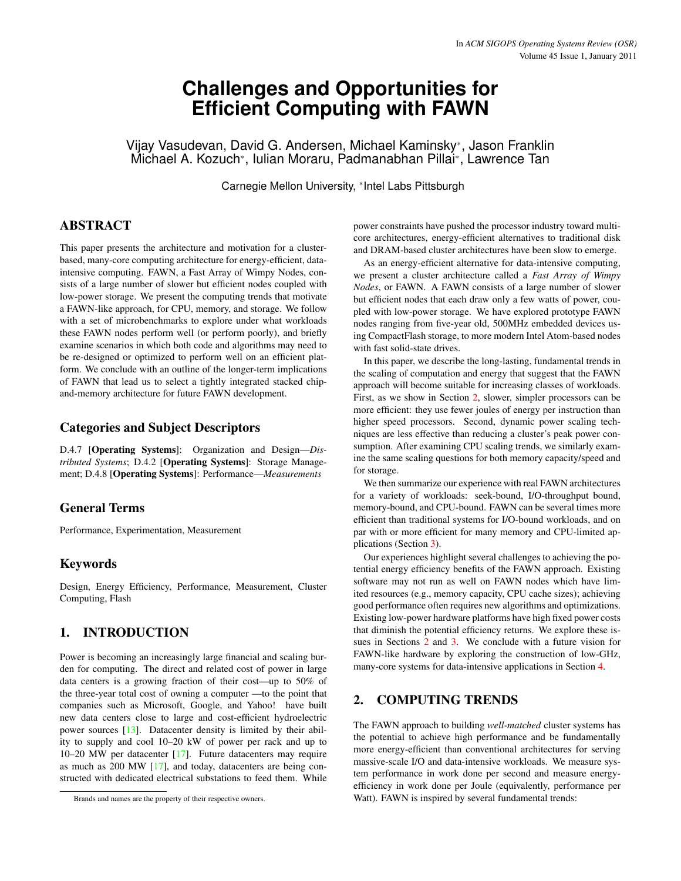# Challenges and Opportunities for Efficient Computing with FAWN

Vijay Vasudevan, David G. Andersen, Michael Kaminsky*, Jason Franklin
Michael A. Kozuch*, Iulian Moraru, Padmanabhan Pillai*, Lawrence Tan

Carnegie Mellon University, *Intel Labs Pittsburgh

## ABSTRACT

This paper presents the architecture and motivation for a cluster-based, many-core computing architecture for energy-efficient, data-intensive computing. FAWN, a Fast Array of Wimpy Nodes, consists of a large number of slower but efficient nodes coupled with low-power storage. We present the computing trends that motivate a FAWN-like approach, for CPU, memory, and storage. We follow with a set of microbenchmarks to explore under what workloads these FAWN nodes perform well (or perform poorly), and briefly examine scenarios in which both code and algorithms may need to be re-designed or optimized to perform well on an efficient platform. We conclude with an outline of the longer-term implications of FAWN that lead us to select a tightly integrated stacked chip-and-memory architecture for future FAWN development.

### Categories and Subject Descriptors

D.4.7 [**Operating Systems**]: Organization and Design—*Distributed Systems*; D.4.2 [**Operating Systems**]: Storage Management; D.4.8 [**Operating Systems**]: Performance—*Measurements*

### General Terms

Performance, Experimentation, Measurement

### Keywords

Design, Energy Efficiency, Performance, Measurement, Cluster Computing, Flash

## 1. INTRODUCTION

Power is becoming an increasingly large financial and scaling burden for computing. The direct and related cost of power in large data centers is a growing fraction of their cost—up to 50% of the three-year total cost of owning a computer —to the point that companies such as Microsoft, Google, and Yahoo! have built new data centers close to large and cost-efficient hydroelectric power sources [13]. Datacenter density is limited by their ability to supply and cool 10–20 kW of power per rack and up to 10–20 MW per datacenter [17]. Future datacenters may require as much as 200 MW [17], and today, datacenters are being constructed with dedicated electrical substations to feed them. While power constraints have pushed the processor industry toward multi-core architectures, energy-efficient alternatives to traditional disk and DRAM-based cluster architectures have been slow to emerge.

As an energy-efficient alternative for data-intensive computing, we present a cluster architecture called a *Fast Array of Wimpy Nodes*, or FAWN. A FAWN consists of a large number of slower but efficient nodes that each draw only a few watts of power, coupled with low-power storage. We have explored prototype FAWN nodes ranging from five-year old, 500MHz embedded devices using CompactFlash storage, to more modern Intel Atom-based nodes with fast solid-state drives.

In this paper, we describe the long-lasting, fundamental trends in the scaling of computation and energy that suggest that the FAWN approach will become suitable for increasing classes of workloads. First, as we show in Section 2, slower, simpler processors can be more efficient: they use fewer joules of energy per instruction than higher speed processors. Second, dynamic power scaling techniques are less effective than reducing a cluster's peak power consumption. After examining CPU scaling trends, we similarly examine the same scaling questions for both memory capacity/speed and for storage.

We then summarize our experience with real FAWN architectures for a variety of workloads: seek-bound, I/O-throughput bound, memory-bound, and CPU-bound. FAWN can be several times more efficient than traditional systems for I/O-bound workloads, and on par with or more efficient for many memory and CPU-limited applications (Section 3).

Our experiences highlight several challenges to achieving the potential energy efficiency benefits of the FAWN approach. Existing software may not run as well on FAWN nodes which have limited resources (e.g., memory capacity, CPU cache sizes); achieving good performance often requires new algorithms and optimizations. Existing low-power hardware platforms have high fixed power costs that diminish the potential efficiency returns. We explore these issues in Sections 2 and 3. We conclude with a future vision for FAWN-like hardware by exploring the construction of low-GHz, many-core systems for data-intensive applications in Section 4.

## 2. COMPUTING TRENDS

The FAWN approach to building *well-matched* cluster systems has the potential to achieve high performance and be fundamentally more energy-efficient than conventional architectures for serving massive-scale I/O and data-intensive workloads. We measure system performance in work done per second and measure energy-efficiency in work done per Joule (equivalently, performance per Watt). FAWN is inspired by several fundamental trends:

Brands and names are the property of their respective owners.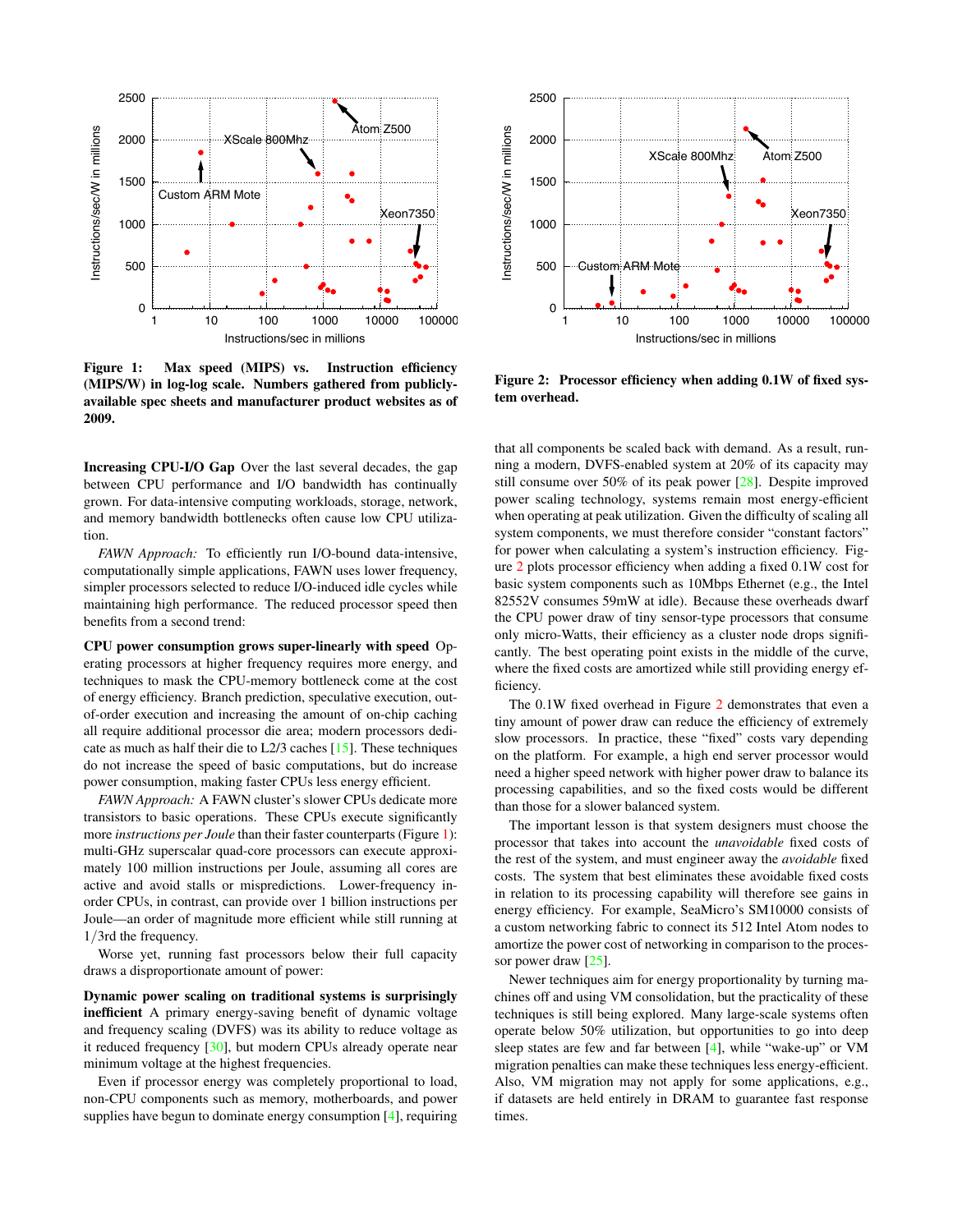Figure 1: Max speed (MIPS) vs. Instruction efficiency (MIPS/W) in log-log scale. Numbers gathered from publicly-available spec sheets and manufacturer product websites as of 2009.

Figure 2: Processor efficiency when adding 0.1W of fixed system overhead.

**Increasing CPU-I/O Gap** Over the last several decades, the gap between CPU performance and I/O bandwidth has continually grown. For data-intensive computing workloads, storage, network, and memory bandwidth bottlenecks often cause low CPU utilization.

*FAWN Approach:* To efficiently run I/O-bound data-intensive, computationally simple applications, FAWN uses lower frequency, simpler processors selected to reduce I/O-induced idle cycles while maintaining high performance. The reduced processor speed then benefits from a second trend:

**CPU power consumption grows super-linearly with speed** Operating processors at higher frequency requires more energy, and techniques to mask the CPU-memory bottleneck come at the cost of energy efficiency. Branch prediction, speculative execution, out-of-order execution and increasing the amount of on-chip caching all require additional processor die area; modern processors dedicate as much as half their die to L2/3 caches [15]. These techniques do not increase the speed of basic computations, but do increase power consumption, making faster CPUs less energy efficient.

*FAWN Approach:* A FAWN cluster's slower CPUs dedicate more transistors to basic operations. These CPUs execute significantly more *instructions per Joule* than their faster counterparts (Figure 1): multi-GHz superscalar quad-core processors can execute approximately 100 million instructions per Joule, assuming all cores are active and avoid stalls or mispredictions. Lower-frequency in-order CPUs, in contrast, can provide over 1 billion instructions per Joule—an order of magnitude more efficient while still running at $1/3$rd the frequency.

Worse yet, running fast processors below their full capacity draws a disproportionate amount of power:

**Dynamic power scaling on traditional systems is surprisingly inefficient** A primary energy-saving benefit of dynamic voltage and frequency scaling (DVFS) was its ability to reduce voltage as it reduced frequency [30], but modern CPUs already operate near minimum voltage at the highest frequencies.

Even if processor energy was completely proportional to load, non-CPU components such as memory, motherboards, and power supplies have begun to dominate energy consumption [4], requiring that all components be scaled back with demand. As a result, running a modern, DVFS-enabled system at 20% of its capacity may still consume over 50% of its peak power [28]. Despite improved power scaling technology, systems remain most energy-efficient when operating at peak utilization. Given the difficulty of scaling all system components, we must therefore consider "constant factors" for power when calculating a system's instruction efficiency. Figure 2 plots processor efficiency when adding a fixed 0.1W cost for basic system components such as 10Mbps Ethernet (e.g., the Intel 82552V consumes 59mW at idle). Because these overheads dwarf the CPU power draw of tiny sensor-type processors that consume only micro-Watts, their efficiency as a cluster node drops significantly. The best operating point exists in the middle of the curve, where the fixed costs are amortized while still providing energy efficiency.

The 0.1W fixed overhead in Figure 2 demonstrates that even a tiny amount of power draw can reduce the efficiency of extremely slow processors. In practice, these "fixed" costs vary depending on the platform. For example, a high end server processor would need a higher speed network with higher power draw to balance its processing capabilities, and so the fixed costs would be different than those for a slower balanced system.

The important lesson is that system designers must choose the processor that takes into account the *unavoidable* fixed costs of the rest of the system, and must engineer away the *avoidable* fixed costs. The system that best eliminates these avoidable fixed costs in relation to its processing capability will therefore see gains in energy efficiency. For example, SeaMicro's SM10000 consists of a custom networking fabric to connect its 512 Intel Atom nodes to amortize the power cost of networking in comparison to the processor power draw [25].

Newer techniques aim for energy proportionality by turning machines off and using VM consolidation, but the practicality of these techniques is still being explored. Many large-scale systems often operate below 50% utilization, but opportunities to go into deep sleep states are few and far between [4], while "wake-up" or VM migration penalties can make these techniques less energy-efficient. Also, VM migration may not apply for some applications, e.g., if datasets are held entirely in DRAM to guarantee fast response times.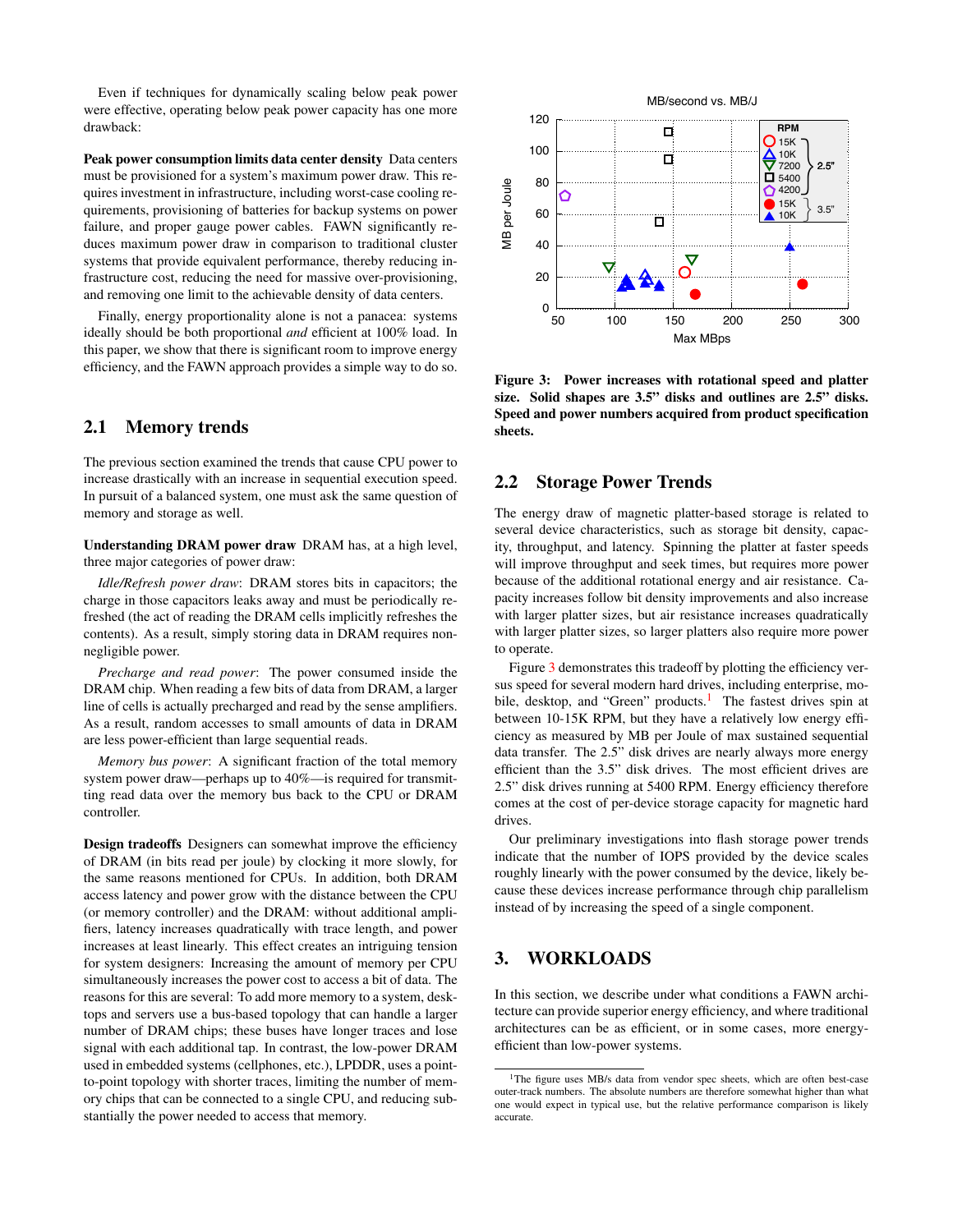Even if techniques for dynamically scaling below peak power were effective, operating below peak power capacity has one more drawback:

**Peak power consumption limits data center density** Data centers must be provisioned for a system's maximum power draw. This requires investment in infrastructure, including worst-case cooling requirements, provisioning of batteries for backup systems on power failure, and proper gauge power cables. FAWN significantly reduces maximum power draw in comparison to traditional cluster systems that provide equivalent performance, thereby reducing infrastructure cost, reducing the need for massive over-provisioning, and removing one limit to the achievable density of data centers.

Finally, energy proportionality alone is not a panacea: systems ideally should be both proportional *and* efficient at 100% load. In this paper, we show that there is significant room to improve energy efficiency, and the FAWN approach provides a simple way to do so.

## 2.1 Memory trends

The previous section examined the trends that cause CPU power to increase drastically with an increase in sequential execution speed. In pursuit of a balanced system, one must ask the same question of memory and storage as well.

**Understanding DRAM power draw** DRAM has, at a high level, three major categories of power draw:

*Idle/Refresh power draw*: DRAM stores bits in capacitors; the charge in those capacitors leaks away and must be periodically refreshed (the act of reading the DRAM cells implicitly refreshes the contents). As a result, simply storing data in DRAM requires non-negligible power.

*Precharge and read power*: The power consumed inside the DRAM chip. When reading a few bits of data from DRAM, a larger line of cells is actually precharged and read by the sense amplifiers. As a result, random accesses to small amounts of data in DRAM are less power-efficient than large sequential reads.

*Memory bus power*: A significant fraction of the total memory system power draw—perhaps up to 40%—is required for transmitting read data over the memory bus back to the CPU or DRAM controller.

**Design tradeoffs** Designers can somewhat improve the efficiency of DRAM (in bits read per joule) by clocking it more slowly, for the same reasons mentioned for CPUs. In addition, both DRAM access latency and power grow with the distance between the CPU (or memory controller) and the DRAM: without additional amplifiers, latency increases quadratically with trace length, and power increases at least linearly. This effect creates an intriguing tension for system designers: Increasing the amount of memory per CPU simultaneously increases the power cost to access a bit of data. The reasons for this are several: To add more memory to a system, desktops and servers use a bus-based topology that can handle a larger number of DRAM chips; these buses have longer traces and lose signal with each additional tap. In contrast, the low-power DRAM used in embedded systems (cellphones, etc.), LPDDR, uses a point-to-point topology with shorter traces, limiting the number of memory chips that can be connected to a single CPU, and reducing substantially the power needed to access that memory.

**Figure 3: Power increases with rotational speed and platter size. Solid shapes are 3.5" disks and outlines are 2.5" disks. Speed and power numbers acquired from product specification sheets.**

## 2.2 Storage Power Trends

The energy draw of magnetic platter-based storage is related to several device characteristics, such as storage bit density, capacity, throughput, and latency. Spinning the platter at faster speeds will improve throughput and seek times, but requires more power because of the additional rotational energy and air resistance. Capacity increases follow bit density improvements and also increase with larger platter sizes, but air resistance increases quadratically with larger platter sizes, so larger platters also require more power to operate.

Figure 3 demonstrates this tradeoff by plotting the efficiency versus speed for several modern hard drives, including enterprise, mobile, desktop, and "Green" products.[1] The fastest drives spin at between 10-15K RPM, but they have a relatively low energy efficiency as measured by MB per Joule of max sustained sequential data transfer. The 2.5" disk drives are nearly always more energy efficient than the 3.5" disk drives. The most efficient drives are 2.5" disk drives running at 5400 RPM. Energy efficiency therefore comes at the cost of per-device storage capacity for magnetic hard drives.

Our preliminary investigations into flash storage power trends indicate that the number of IOPS provided by the device scales roughly linearly with the power consumed by the device, likely because these devices increase performance through chip parallelism instead of by increasing the speed of a single component.

# 3. WORKLOADS

In this section, we describe under what conditions a FAWN architecture can provide superior energy efficiency, and where traditional architectures can be as efficient, or in some cases, more energy-efficient than low-power systems.

[1] The figure uses MB/s data from vendor spec sheets, which are often best-case outer-track numbers. The absolute numbers are therefore somewhat higher than what one would expect in typical use, but the relative performance comparison is likely accurate.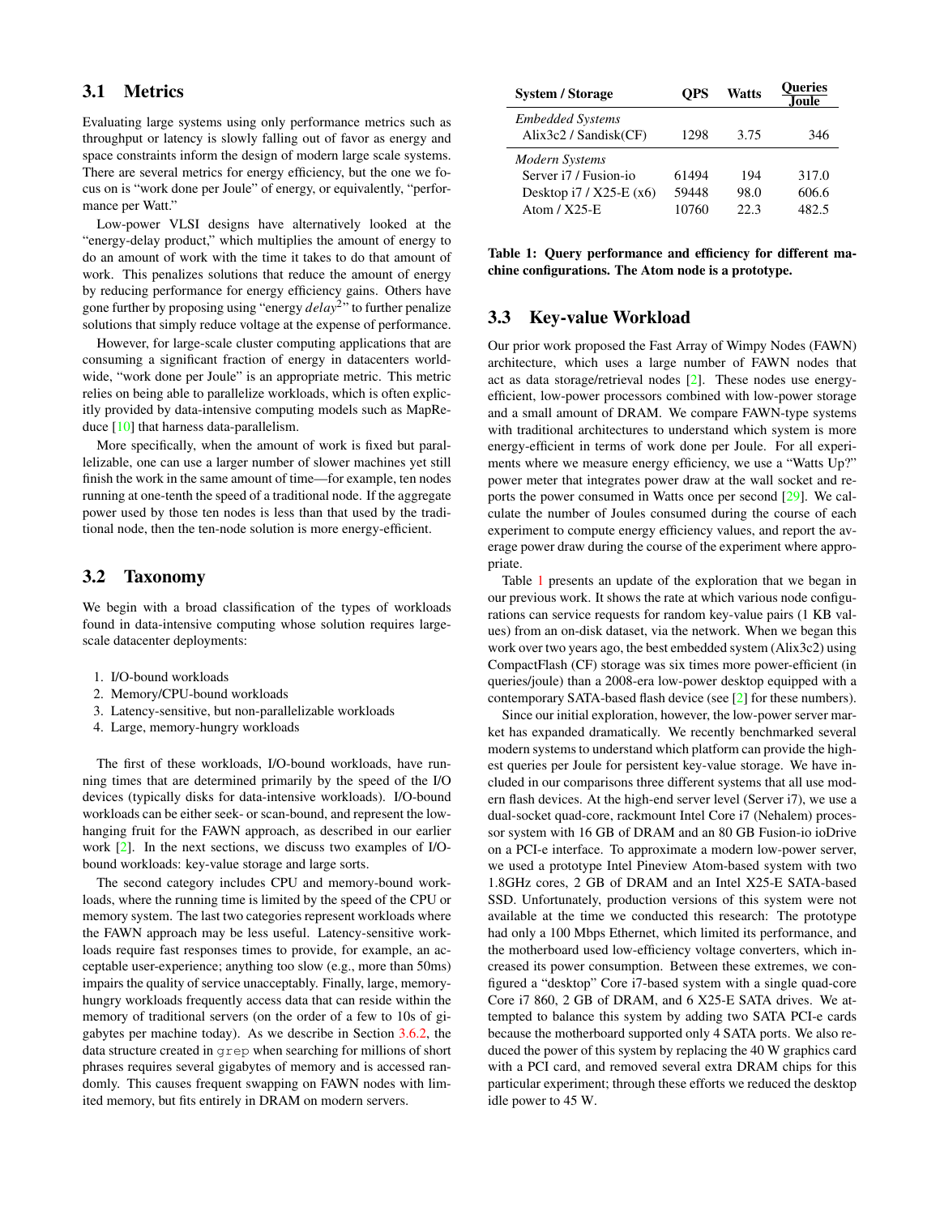### 3.1 Metrics

Evaluating large systems using only performance metrics such as throughput or latency is slowly falling out of favor as energy and space constraints inform the design of modern large scale systems. There are several metrics for energy efficiency, but the one we focus on is "work done per Joule" of energy, or equivalently, "performance per Watt."

Low-power VLSI designs have alternatively looked at the "energy-delay product," which multiplies the amount of energy to do an amount of work with the time it takes to do that amount of work. This penalizes solutions that reduce the amount of energy by reducing performance for energy efficiency gains. Others have gone further by proposing using "energy $delay^2$" to further penalize solutions that simply reduce voltage at the expense of performance.

However, for large-scale cluster computing applications that are consuming a significant fraction of energy in datacenters worldwide, "work done per Joule" is an appropriate metric. This metric relies on being able to parallelize workloads, which is often explicitly provided by data-intensive computing models such as MapReduce [10] that harness data-parallelism.

More specifically, when the amount of work is fixed but parallelizable, one can use a larger number of slower machines yet still finish the work in the same amount of time—for example, ten nodes running at one-tenth the speed of a traditional node. If the aggregate power used by those ten nodes is less than that used by the traditional node, then the ten-node solution is more energy-efficient.

### 3.2 Taxonomy

We begin with a broad classification of the types of workloads found in data-intensive computing whose solution requires large-scale datacenter deployments:

1. I/O-bound workloads
2. Memory/CPU-bound workloads
3. Latency-sensitive, but non-parallelizable workloads
4. Large, memory-hungry workloads

The first of these workloads, I/O-bound workloads, have running times that are determined primarily by the speed of the I/O devices (typically disks for data-intensive workloads). I/O-bound workloads can be either seek- or scan-bound, and represent the low-hanging fruit for the FAWN approach, as described in our earlier work [2]. In the next sections, we discuss two examples of I/O-bound workloads: key-value storage and large sorts.

The second category includes CPU and memory-bound workloads, where the running time is limited by the speed of the CPU or memory system. The last two categories represent workloads where the FAWN approach may be less useful. Latency-sensitive workloads require fast responses times to provide, for example, an acceptable user-experience; anything too slow (e.g., more than 50ms) impairs the quality of service unacceptably. Finally, large, memory-hungry workloads frequently access data that can reside within the memory of traditional servers (on the order of a few to 10s of gigabytes per machine today). As we describe in Section 3.6.2, the data structure created in `grep` when searching for millions of short phrases requires several gigabytes of memory and is accessed randomly. This causes frequent swapping on FAWN nodes with limited memory, but fits entirely in DRAM on modern servers.

| System / Storage | QPS | Watts | Queries / Joule |
|---|---|---|---|
| *Embedded Systems* | | | |
| Alix3c2 / Sandisk(CF) | 1298 | 3.75 | 346 |
| *Modern Systems* | | | |
| Server i7 / Fusion-io | 61494 | 194 | 317.0 |
| Desktop i7 / X25-E (x6) | 59448 | 98.0 | 606.6 |
| Atom / X25-E | 10760 | 22.3 | 482.5 |

**Table 1: Query performance and efficiency for different machine configurations. The Atom node is a prototype.**

### 3.3 Key-value Workload

Our prior work proposed the Fast Array of Wimpy Nodes (FAWN) architecture, which uses a large number of FAWN nodes that act as data storage/retrieval nodes [2]. These nodes use energy-efficient, low-power processors combined with low-power storage and a small amount of DRAM. We compare FAWN-type systems with traditional architectures to understand which system is more energy-efficient in terms of work done per Joule. For all experiments where we measure energy efficiency, we use a "Watts Up?" power meter that integrates power draw at the wall socket and reports the power consumed in Watts once per second [29]. We calculate the number of Joules consumed during the course of each experiment to compute energy efficiency values, and report the average power draw during the course of the experiment where appropriate.

Table 1 presents an update of the exploration that we began in our previous work. It shows the rate at which various node configurations can service requests for random key-value pairs (1 KB values) from an on-disk dataset, via the network. When we began this work over two years ago, the best embedded system (Alix3c2) using CompactFlash (CF) storage was six times more power-efficient (in queries/joule) than a 2008-era low-power desktop equipped with a contemporary SATA-based flash device (see [2] for these numbers).

Since our initial exploration, however, the low-power server market has expanded dramatically. We recently benchmarked several modern systems to understand which platform can provide the highest queries per Joule for persistent key-value storage. We have included in our comparisons three different systems that all use modern flash devices. At the high-end server level (Server i7), we use a dual-socket quad-core, rackmount Intel Core i7 (Nehalem) processor system with 16 GB of DRAM and an 80 GB Fusion-io ioDrive on a PCI-e interface. To approximate a modern low-power server, we used a prototype Intel Pineview Atom-based system with two 1.8GHz cores, 2 GB of DRAM and an Intel X25-E SATA-based SSD. Unfortunately, production versions of this system were not available at the time we conducted this research: The prototype had only a 100 Mbps Ethernet, which limited its performance, and the motherboard used low-efficiency voltage converters, which increased its power consumption. Between these extremes, we configured a "desktop" Core i7-based system with a single quad-core Core i7 860, 2 GB of DRAM, and 6 X25-E SATA drives. We attempted to balance this system by adding two SATA PCI-e cards because the motherboard supported only 4 SATA ports. We also reduced the power of this system by replacing the 40 W graphics card with a PCI card, and removed several extra DRAM chips for this particular experiment; through these efforts we reduced the desktop idle power to 45 W.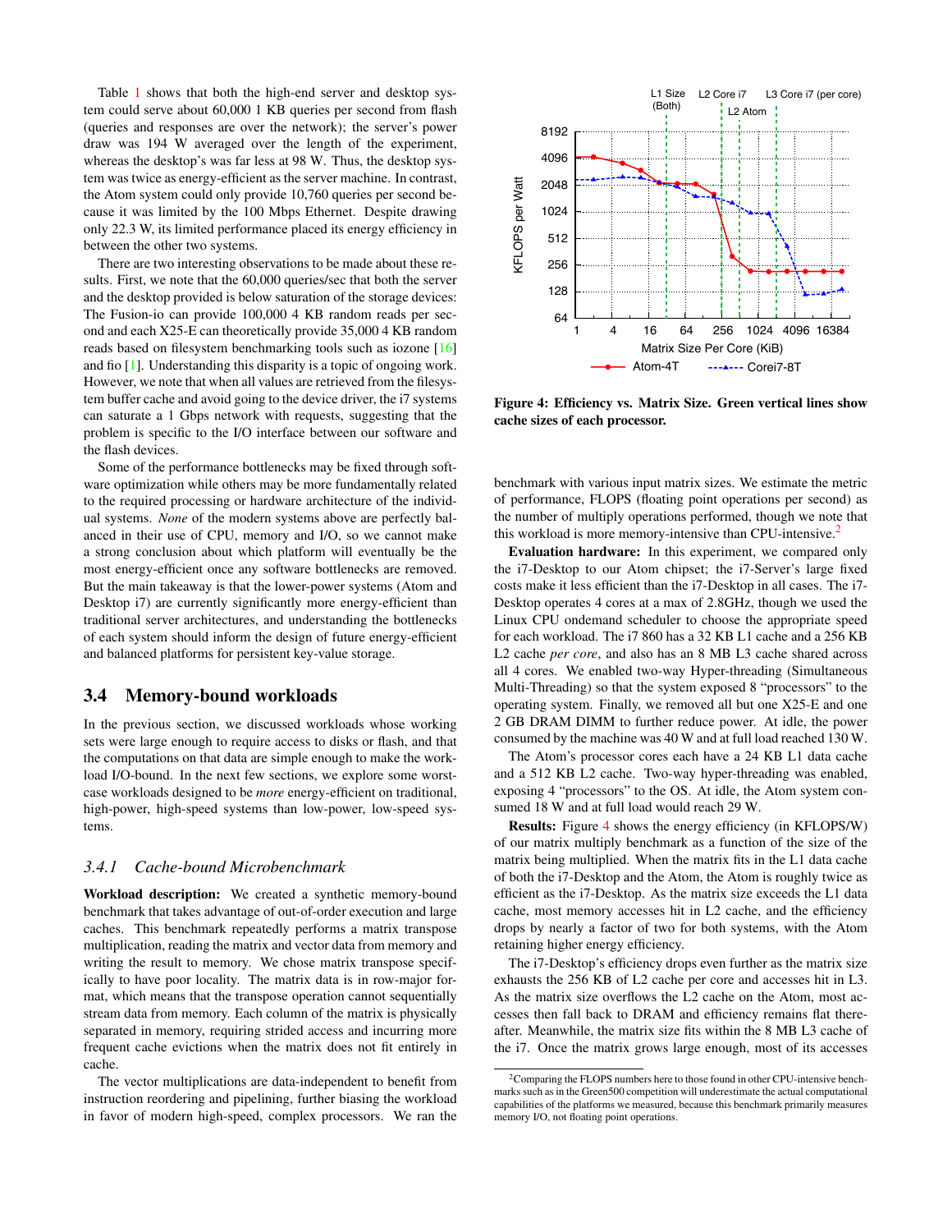Table 1 shows that both the high-end server and desktop system could serve about 60,000 1 KB queries per second from flash (queries and responses are over the network); the server's power draw was 194 W averaged over the length of the experiment, whereas the desktop's was far less at 98 W. Thus, the desktop system was twice as energy-efficient as the server machine. In contrast, the Atom system could only provide 10,760 queries per second because it was limited by the 100 Mbps Ethernet. Despite drawing only 22.3 W, its limited performance placed its energy efficiency in between the other two systems.

There are two interesting observations to be made about these results. First, we note that the 60,000 queries/sec that both the server and the desktop provided is below saturation of the storage devices: The Fusion-io can provide 100,000 4 KB random reads per second and each X25-E can theoretically provide 35,000 4 KB random reads based on filesystem benchmarking tools such as iozone [16] and fio [1]. Understanding this disparity is a topic of ongoing work. However, we note that when all values are retrieved from the filesystem buffer cache and avoid going to the device driver, the i7 systems can saturate a 1 Gbps network with requests, suggesting that the problem is specific to the I/O interface between our software and the flash devices.

Some of the performance bottlenecks may be fixed through software optimization while others may be more fundamentally related to the required processing or hardware architecture of the individual systems. *None* of the modern systems above are perfectly balanced in their use of CPU, memory and I/O, so we cannot make a strong conclusion about which platform will eventually be the most energy-efficient once any software bottlenecks are removed. But the main takeaway is that the lower-power systems (Atom and Desktop i7) are currently significantly more energy-efficient than traditional server architectures, and understanding the bottlenecks of each system should inform the design of future energy-efficient and balanced platforms for persistent key-value storage.

## 3.4 Memory-bound workloads

In the previous section, we discussed workloads whose working sets were large enough to require access to disks or flash, and that the computations on that data are simple enough to make the workload I/O-bound. In the next few sections, we explore some worst-case workloads designed to be *more* energy-efficient on traditional, high-power, high-speed systems than low-power, low-speed systems.

### *3.4.1 Cache-bound Microbenchmark*

**Workload description:** We created a synthetic memory-bound benchmark that takes advantage of out-of-order execution and large caches. This benchmark repeatedly performs a matrix transpose multiplication, reading the matrix and vector data from memory and writing the result to memory. We chose matrix transpose specifically to have poor locality. The matrix data is in row-major format, which means that the transpose operation cannot sequentially stream data from memory. Each column of the matrix is physically separated in memory, requiring strided access and incurring more frequent cache evictions when the matrix does not fit entirely in cache.

The vector multiplications are data-independent to benefit from instruction reordering and pipelining, further biasing the workload in favor of modern high-speed, complex processors. We ran the benchmark with various input matrix sizes. We estimate the metric of performance, FLOPS (floating point operations per second) as the number of multiply operations performed, though we note that this workload is more memory-intensive than CPU-intensive.[2]

L1 Size (Both)
L2 Core i7
L2 Atom
L3 Core i7 (per core)
8192
4096
2048
1024
512
256
128
64
KFLOPS per Watt
1 4 16 64 256 1024 4096 16384
Matrix Size Per Core (KiB)
Atom-4T
Corei7-8T

**Figure 4: Efficiency vs. Matrix Size. Green vertical lines show cache sizes of each processor.**

**Evaluation hardware:** In this experiment, we compared only the i7-Desktop to our Atom chipset; the i7-Server's large fixed costs make it less efficient than the i7-Desktop in all cases. The i7-Desktop operates 4 cores at a max of 2.8GHz, though we used the Linux CPU ondemand scheduler to choose the appropriate speed for each workload. The i7 860 has a 32 KB L1 cache and a 256 KB L2 cache *per core*, and also has an 8 MB L3 cache shared across all 4 cores. We enabled two-way Hyper-threading (Simultaneous Multi-Threading) so that the system exposed 8 "processors" to the operating system. Finally, we removed all but one X25-E and one 2 GB DRAM DIMM to further reduce power. At idle, the power consumed by the machine was 40 W and at full load reached 130 W.

The Atom's processor cores each have a 24 KB L1 data cache and a 512 KB L2 cache. Two-way hyper-threading was enabled, exposing 4 "processors" to the OS. At idle, the Atom system consumed 18 W and at full load would reach 29 W.

**Results:** Figure 4 shows the energy efficiency (in KFLOPS/W) of our matrix multiply benchmark as a function of the size of the matrix being multiplied. When the matrix fits in the L1 data cache of both the i7-Desktop and the Atom, the Atom is roughly twice as efficient as the i7-Desktop. As the matrix size exceeds the L1 data cache, most memory accesses hit in L2 cache, and the efficiency drops by nearly a factor of two for both systems, with the Atom retaining higher energy efficiency.

The i7-Desktop's efficiency drops even further as the matrix size exhausts the 256 KB of L2 cache per core and accesses hit in L3. As the matrix size overflows the L2 cache on the Atom, most accesses then fall back to DRAM and efficiency remains flat thereafter. Meanwhile, the matrix size fits within the 8 MB L3 cache of the i7. Once the matrix grows large enough, most of its accesses

[2] Comparing the FLOPS numbers here to those found in other CPU-intensive benchmarks such as in the Green500 competition will underestimate the actual computational capabilities of the platforms we measured, because this benchmark primarily measures memory I/O, not floating point operations.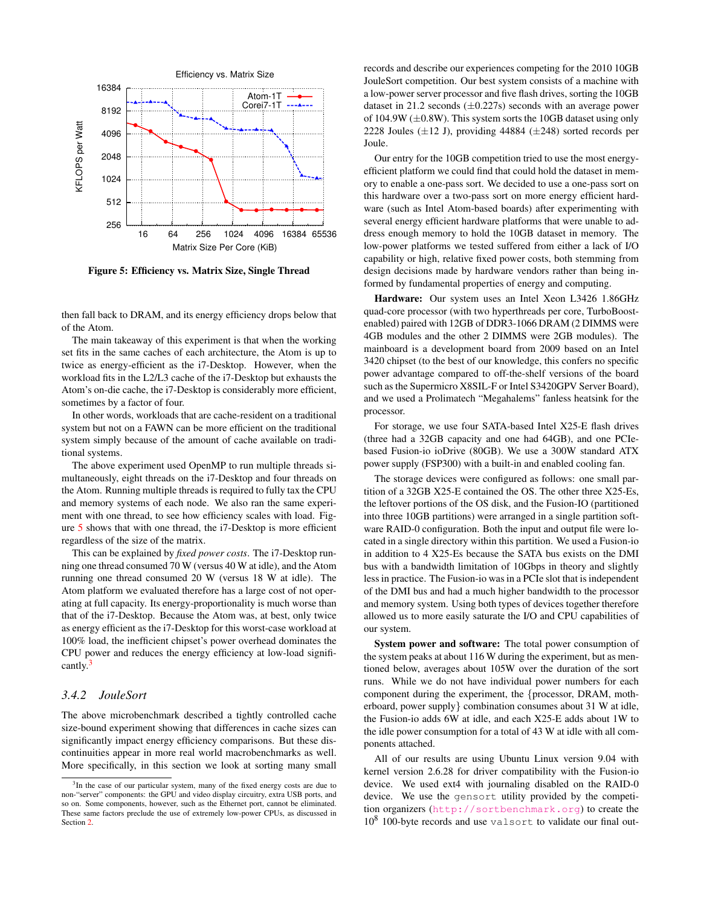Figure 5: Efficiency vs. Matrix Size, Single Thread

then fall back to DRAM, and its energy efficiency drops below that of the Atom.

The main takeaway of this experiment is that when the working set fits in the same caches of each architecture, the Atom is up to twice as energy-efficient as the i7-Desktop. However, when the workload fits in the L2/L3 cache of the i7-Desktop but exhausts the Atom's on-die cache, the i7-Desktop is considerably more efficient, sometimes by a factor of four.

In other words, workloads that are cache-resident on a traditional system but not on a FAWN can be more efficient on the traditional system simply because of the amount of cache available on traditional systems.

The above experiment used OpenMP to run multiple threads simultaneously, eight threads on the i7-Desktop and four threads on the Atom. Running multiple threads is required to fully tax the CPU and memory systems of each node. We also ran the same experiment with one thread, to see how efficiency scales with load. Figure 5 shows that with one thread, the i7-Desktop is more efficient regardless of the size of the matrix.

This can be explained by *fixed power costs*. The i7-Desktop running one thread consumed 70 W (versus 40 W at idle), and the Atom running one thread consumed 20 W (versus 18 W at idle). The Atom platform we evaluated therefore has a large cost of not operating at full capacity. Its energy-proportionality is much worse than that of the i7-Desktop. Because the Atom was, at best, only twice as energy efficient as the i7-Desktop for this worst-case workload at 100% load, the inefficient chipset's power overhead dominates the CPU power and reduces the energy efficiency at low-load significantly.[3]

### 3.4.2 JouleSort

The above microbenchmark described a tightly controlled cache size-bound experiment showing that differences in cache sizes can significantly impact energy efficiency comparisons. But these discontinuities appear in more real world macrobenchmarks as well. More specifically, in this section we look at sorting many small records and describe our experiences competing for the 2010 10GB JouleSort competition. Our best system consists of a machine with a low-power server processor and five flash drives, sorting the 10GB dataset in 21.2 seconds (±0.227s) seconds with an average power of 104.9W (±0.8W). This system sorts the 10GB dataset using only 2228 Joules (±12 J), providing 44884 (±248) sorted records per Joule.

Our entry for the 10GB competition tried to use the most energy-efficient platform we could find that could hold the dataset in memory to enable a one-pass sort. We decided to use a one-pass sort on this hardware over a two-pass sort on more energy efficient hardware (such as Intel Atom-based boards) after experimenting with several energy efficient hardware platforms that were unable to address enough memory to hold the 10GB dataset in memory. The low-power platforms we tested suffered from either a lack of I/O capability or high, relative fixed power costs, both stemming from design decisions made by hardware vendors rather than being informed by fundamental properties of energy and computing.

**Hardware:** Our system uses an Intel Xeon L3426 1.86GHz quad-core processor (with two hyperthreads per core, TurboBoost-enabled) paired with 12GB of DDR3-1066 DRAM (2 DIMMS were 4GB modules and the other 2 DIMMS were 2GB modules). The mainboard is a development board from 2009 based on an Intel 3420 chipset (to the best of our knowledge, this confers no specific power advantage compared to off-the-shelf versions of the board such as the Supermicro X8SIL-F or Intel S3420GPV Server Board), and we used a Prolimatech "Megahalems" fanless heatsink for the processor.

For storage, we use four SATA-based Intel X25-E flash drives (three had a 32GB capacity and one had 64GB), and one PCIe-based Fusion-io ioDrive (80GB). We use a 300W standard ATX power supply (FSP300) with a built-in and enabled cooling fan.

The storage devices were configured as follows: one small partition of a 32GB X25-E contained the OS. The other three X25-Es, the leftover portions of the OS disk, and the Fusion-IO (partitioned into three 10GB partitions) were arranged in a single partition software RAID-0 configuration. Both the input and output file were located in a single directory within this partition. We used a Fusion-io in addition to 4 X25-Es because the SATA bus exists on the DMI bus with a bandwidth limitation of 10Gbps in theory and slightly less in practice. The Fusion-io was in a PCIe slot that is independent of the DMI bus and had a much higher bandwidth to the processor and memory system. Using both types of devices together therefore allowed us to more easily saturate the I/O and CPU capabilities of our system.

**System power and software:** The total power consumption of the system peaks at about 116 W during the experiment, but as mentioned below, averages about 105W over the duration of the sort runs. While we do not have individual power numbers for each component during the experiment, the {processor, DRAM, motherboard, power supply} combination consumes about 31 W at idle, the Fusion-io adds 6W at idle, and each X25-E adds about 1W to the idle power consumption for a total of 43 W at idle with all components attached.

All of our results are using Ubuntu Linux version 9.04 with kernel version 2.6.28 for driver compatibility with the Fusion-io device. We used ext4 with journaling disabled on the RAID-0 device. We use the `gensort` utility provided by the competition organizers (`http://sortbenchmark.org`) to create the $10^8$ 100-byte records and use `valsort` to validate our final out-

[3] In the case of our particular system, many of the fixed energy costs are due to non-"server" components: the GPU and video display circuitry, extra USB ports, and so on. Some components, however, such as the Ethernet port, cannot be eliminated. These same factors preclude the use of extremely low-power CPUs, as discussed in Section 2.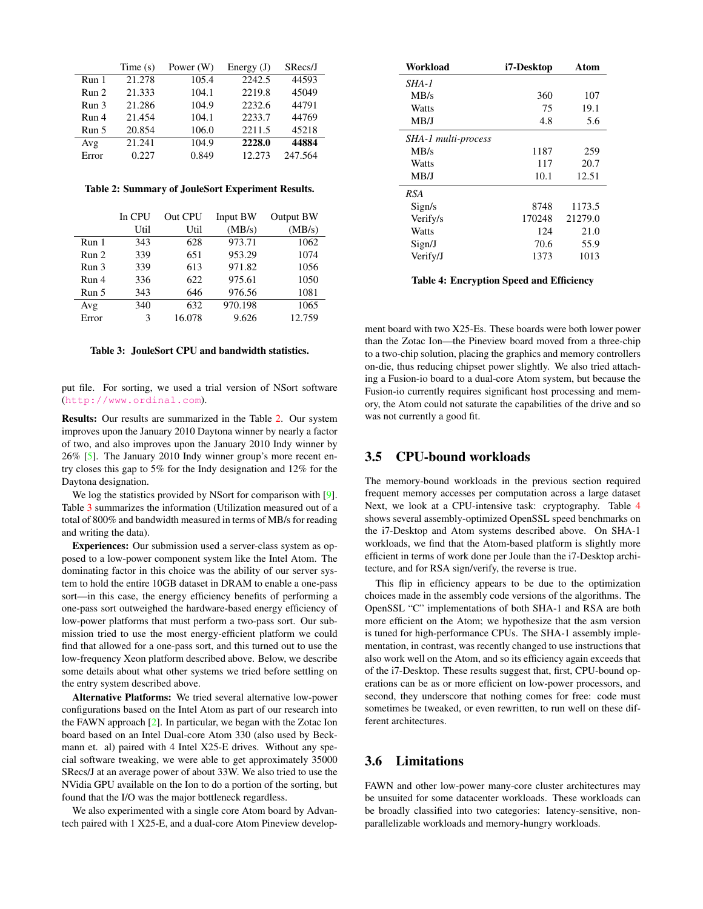|  | Time (s) | Power (W) | Energy (J) | SRecs/J |
|---|---|---|---|---|
| Run 1 | 21.278 | 105.4 | 2242.5 | 44593 |
| Run 2 | 21.333 | 104.1 | 2219.8 | 45049 |
| Run 3 | 21.286 | 104.9 | 2232.6 | 44791 |
| Run 4 | 21.454 | 104.1 | 2233.7 | 44769 |
| Run 5 | 20.854 | 106.0 | 2211.5 | 45218 |
| Avg | 21.241 | 104.9 | **2228.0** | **44884** |
| Error | 0.227 | 0.849 | 12.273 | 247.564 |

**Table 2: Summary of JouleSort Experiment Results.**

|  | In CPU Util | Out CPU Util | Input BW (MB/s) | Output BW (MB/s) |
|---|---|---|---|---|
| Run 1 | 343 | 628 | 973.71 | 1062 |
| Run 2 | 339 | 651 | 953.29 | 1074 |
| Run 3 | 339 | 613 | 971.82 | 1056 |
| Run 4 | 336 | 622 | 975.61 | 1050 |
| Run 5 | 343 | 646 | 976.56 | 1081 |
| Avg | 340 | 632 | 970.198 | 1065 |
| Error | 3 | 16.078 | 9.626 | 12.759 |

**Table 3: JouleSort CPU and bandwidth statistics.**

put file. For sorting, we used a trial version of NSort software (http://www.ordinal.com).

**Results:** Our results are summarized in the Table 2. Our system improves upon the January 2010 Daytona winner by nearly a factor of two, and also improves upon the January 2010 Indy winner by 26% [5]. The January 2010 Indy winner group's more recent entry closes this gap to 5% for the Indy designation and 12% for the Daytona designation.

We log the statistics provided by NSort for comparison with [9]. Table 3 summarizes the information (Utilization measured out of a total of 800% and bandwidth measured in terms of MB/s for reading and writing the data).

**Experiences:** Our submission used a server-class system as opposed to a low-power component system like the Intel Atom. The dominating factor in this choice was the ability of our server system to hold the entire 10GB dataset in DRAM to enable a one-pass sort—in this case, the energy efficiency benefits of performing a one-pass sort outweighed the hardware-based energy efficiency of low-power platforms that must perform a two-pass sort. Our submission tried to use the most energy-efficient platform we could find that allowed for a one-pass sort, and this turned out to use the low-frequency Xeon platform described above. Below, we describe some details about what other systems we tried before settling on the entry system described above.

**Alternative Platforms:** We tried several alternative low-power configurations based on the Intel Atom as part of our research into the FAWN approach [2]. In particular, we began with the Zotac Ion board based on an Intel Dual-core Atom 330 (also used by Beckmann et. al) paired with 4 Intel X25-E drives. Without any special software tweaking, we were able to get approximately 35000 SRecs/J at an average power of about 33W. We also tried to use the NVidia GPU available on the Ion to do a portion of the sorting, but found that the I/O was the major bottleneck regardless.

We also experimented with a single core Atom board by Advantech paired with 1 X25-E, and a dual-core Atom Pineview development board with two X25-Es. These boards were both lower power than the Zotac Ion—the Pineview board moved from a three-chip to a two-chip solution, placing the graphics and memory controllers on-die, thus reducing chipset power slightly. We also tried attaching a Fusion-io board to a dual-core Atom system, but because the Fusion-io currently requires significant host processing and memory, the Atom could not saturate the capabilities of the drive and so was not currently a good fit.

| Workload | i7-Desktop | Atom |
|---|---|---|
| *SHA-1* | | |
| MB/s | 360 | 107 |
| Watts | 75 | 19.1 |
| MB/J | 4.8 | 5.6 |
| *SHA-1 multi-process* | | |
| MB/s | 1187 | 259 |
| Watts | 117 | 20.7 |
| MB/J | 10.1 | 12.51 |
| *RSA* | | |
| Sign/s | 8748 | 1173.5 |
| Verify/s | 170248 | 21279.0 |
| Watts | 124 | 21.0 |
| Sign/J | 70.6 | 55.9 |
| Verify/J | 1373 | 1013 |

**Table 4: Encryption Speed and Efficiency**

## 3.5 CPU-bound workloads

The memory-bound workloads in the previous section required frequent memory accesses per computation across a large dataset Next, we look at a CPU-intensive task: cryptography. Table 4 shows several assembly-optimized OpenSSL speed benchmarks on the i7-Desktop and Atom systems described above. On SHA-1 workloads, we find that the Atom-based platform is slightly more efficient in terms of work done per Joule than the i7-Desktop architecture, and for RSA sign/verify, the reverse is true.

This flip in efficiency appears to be due to the optimization choices made in the assembly code versions of the algorithms. The OpenSSL "C" implementations of both SHA-1 and RSA are both more efficient on the Atom; we hypothesize that the asm version is tuned for high-performance CPUs. The SHA-1 assembly implementation, in contrast, was recently changed to use instructions that also work well on the Atom, and so its efficiency again exceeds that of the i7-Desktop. These results suggest that, first, CPU-bound operations can be as or more efficient on low-power processors, and second, they underscore that nothing comes for free: code must sometimes be tweaked, or even rewritten, to run well on these different architectures.

## 3.6 Limitations

FAWN and other low-power many-core cluster architectures may be unsuited for some datacenter workloads. These workloads can be broadly classified into two categories: latency-sensitive, non-parallelizable workloads and memory-hungry workloads.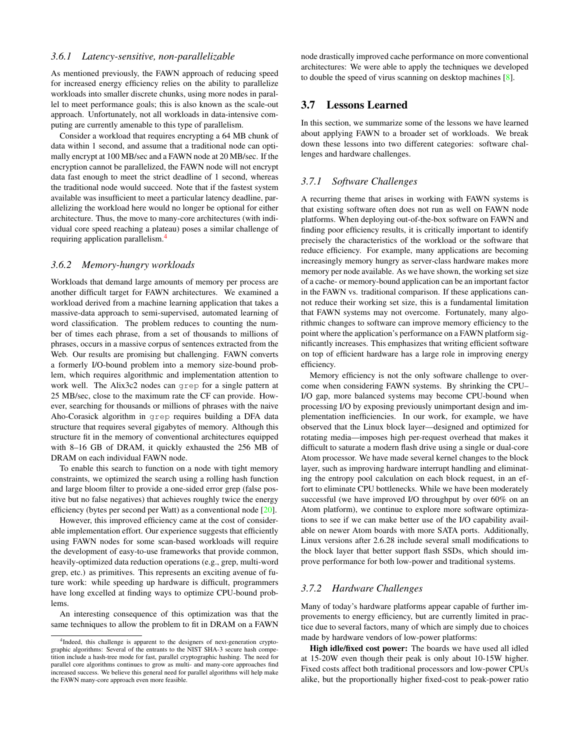### 3.6.1 Latency-sensitive, non-parallelizable

As mentioned previously, the FAWN approach of reducing speed for increased energy efficiency relies on the ability to parallelize workloads into smaller discrete chunks, using more nodes in parallel to meet performance goals; this is also known as the scale-out approach. Unfortunately, not all workloads in data-intensive computing are currently amenable to this type of parallelism.

Consider a workload that requires encrypting a 64 MB chunk of data within 1 second, and assume that a traditional node can optimally encrypt at 100 MB/sec and a FAWN node at 20 MB/sec. If the encryption cannot be parallelized, the FAWN node will not encrypt data fast enough to meet the strict deadline of 1 second, whereas the traditional node would succeed. Note that if the fastest system available was insufficient to meet a particular latency deadline, parallelizing the workload here would no longer be optional for either architecture. Thus, the move to many-core architectures (with individual core speed reaching a plateau) poses a similar challenge of requiring application parallelism.[4]

### 3.6.2 Memory-hungry workloads

Workloads that demand large amounts of memory per process are another difficult target for FAWN architectures. We examined a workload derived from a machine learning application that takes a massive-data approach to semi-supervised, automated learning of word classification. The problem reduces to counting the number of times each phrase, from a set of thousands to millions of phrases, occurs in a massive corpus of sentences extracted from the Web. Our results are promising but challenging. FAWN converts a formerly I/O-bound problem into a memory size-bound problem, which requires algorithmic and implementation attention to work well. The Alix3c2 nodes can `grep` for a single pattern at 25 MB/sec, close to the maximum rate the CF can provide. However, searching for thousands or millions of phrases with the naive Aho-Corasick algorithm in `grep` requires building a DFA data structure that requires several gigabytes of memory. Although this structure fit in the memory of conventional architectures equipped with 8–16 GB of DRAM, it quickly exhausted the 256 MB of DRAM on each individual FAWN node.

To enable this search to function on a node with tight memory constraints, we optimized the search using a rolling hash function and large bloom filter to provide a one-sided error grep (false positive but no false negatives) that achieves roughly twice the energy efficiency (bytes per second per Watt) as a conventional node [20].

However, this improved efficiency came at the cost of considerable implementation effort. Our experience suggests that efficiently using FAWN nodes for some scan-based workloads will require the development of easy-to-use frameworks that provide common, heavily-optimized data reduction operations (e.g., grep, multi-word grep, etc.) as primitives. This represents an exciting avenue of future work: while speeding up hardware is difficult, programmers have long excelled at finding ways to optimize CPU-bound problems.

An interesting consequence of this optimization was that the same techniques to allow the problem to fit in DRAM on a FAWN node drastically improved cache performance on more conventional architectures: We were able to apply the techniques we developed to double the speed of virus scanning on desktop machines [8].

[4] Indeed, this challenge is apparent to the designers of next-generation cryptographic algorithms: Several of the entrants to the NIST SHA-3 secure hash competition include a hash-tree mode for fast, parallel cryptographic hashing. The need for parallel core algorithms continues to grow as multi- and many-core approaches find increased success. We believe this general need for parallel algorithms will help make the FAWN many-core approach even more feasible.

## 3.7 Lessons Learned

In this section, we summarize some of the lessons we have learned about applying FAWN to a broader set of workloads. We break down these lessons into two different categories: software challenges and hardware challenges.

### 3.7.1 Software Challenges

A recurring theme that arises in working with FAWN systems is that existing software often does not run as well on FAWN node platforms. When deploying out-of-the-box software on FAWN and finding poor efficiency results, it is critically important to identify precisely the characteristics of the workload or the software that reduce efficiency. For example, many applications are becoming increasingly memory hungry as server-class hardware makes more memory per node available. As we have shown, the working set size of a cache- or memory-bound application can be an important factor in the FAWN vs. traditional comparison. If these applications cannot reduce their working set size, this is a fundamental limitation that FAWN systems may not overcome. Fortunately, many algorithmic changes to software can improve memory efficiency to the point where the application's performance on a FAWN platform significantly increases. This emphasizes that writing efficient software on top of efficient hardware has a large role in improving energy efficiency.

Memory efficiency is not the only software challenge to overcome when considering FAWN systems. By shrinking the CPU–I/O gap, more balanced systems may become CPU-bound when processing I/O by exposing previously unimportant design and implementation inefficiencies. In our work, for example, we have observed that the Linux block layer—designed and optimized for rotating media—imposes high per-request overhead that makes it difficult to saturate a modern flash drive using a single or dual-core Atom processor. We have made several kernel changes to the block layer, such as improving hardware interrupt handling and eliminating the entropy pool calculation on each block request, in an effort to eliminate CPU bottlenecks. While we have been moderately successful (we have improved I/O throughput by over 60% on an Atom platform), we continue to explore more software optimizations to see if we can make better use of the I/O capability available on newer Atom boards with more SATA ports. Additionally, Linux versions after 2.6.28 include several small modifications to the block layer that better support flash SSDs, which should improve performance for both low-power and traditional systems.

### 3.7.2 Hardware Challenges

Many of today's hardware platforms appear capable of further improvements to energy efficiency, but are currently limited in practice due to several factors, many of which are simply due to choices made by hardware vendors of low-power platforms:

**High idle/fixed cost power:** The boards we have used all idled at 15-20W even though their peak is only about 10-15W higher. Fixed costs affect both traditional processors and low-power CPUs alike, but the proportionally higher fixed-cost to peak-power ratio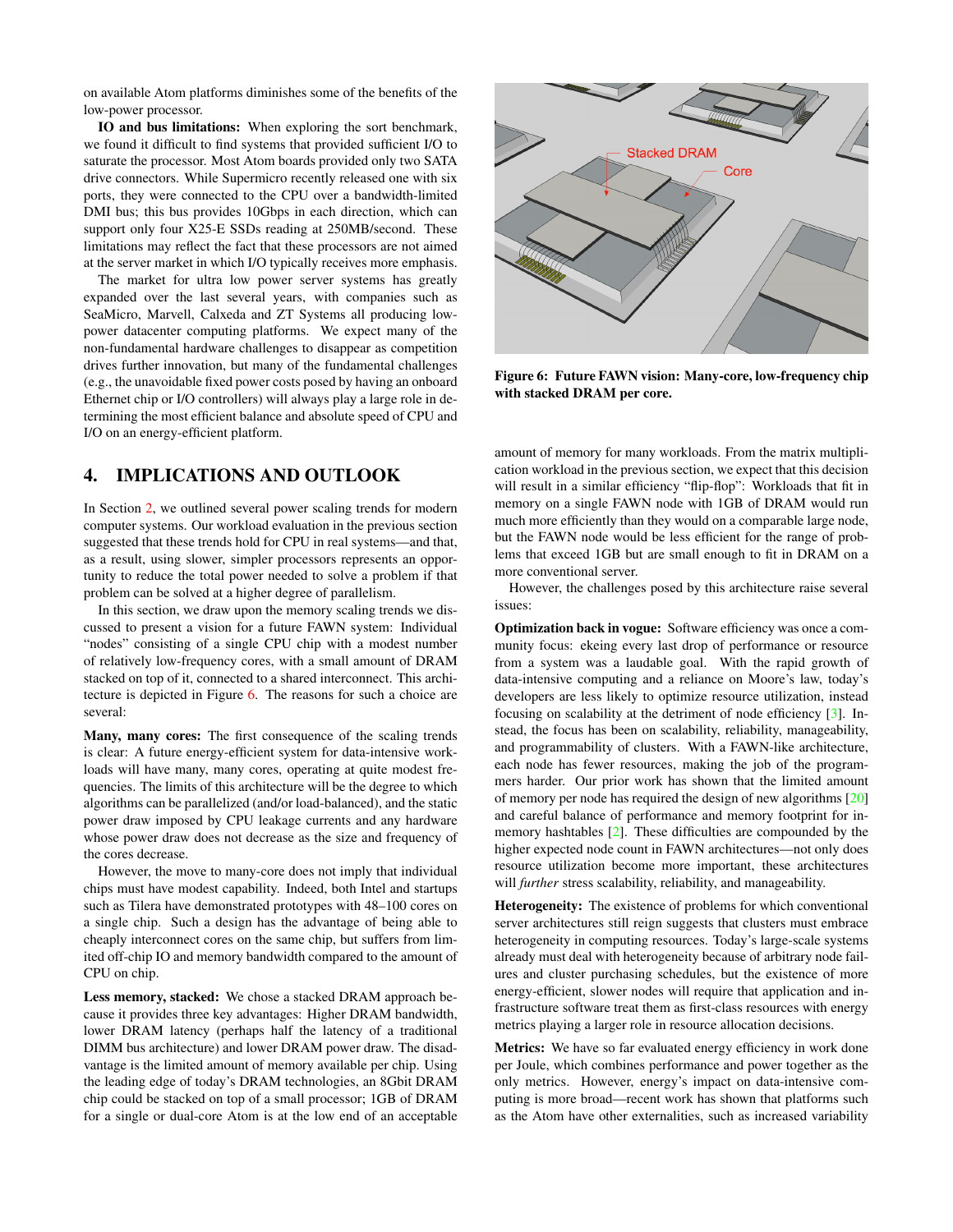on available Atom platforms diminishes some of the benefits of the low-power processor.

**IO and bus limitations:** When exploring the sort benchmark, we found it difficult to find systems that provided sufficient I/O to saturate the processor. Most Atom boards provided only two SATA drive connectors. While Supermicro recently released one with six ports, they were connected to the CPU over a bandwidth-limited DMI bus; this bus provides 10Gbps in each direction, which can support only four X25-E SSDs reading at 250MB/second. These limitations may reflect the fact that these processors are not aimed at the server market in which I/O typically receives more emphasis.

The market for ultra low power server systems has greatly expanded over the last several years, with companies such as SeaMicro, Marvell, Calxeda and ZT Systems all producing low-power datacenter computing platforms. We expect many of the non-fundamental hardware challenges to disappear as competition drives further innovation, but many of the fundamental challenges (e.g., the unavoidable fixed power costs posed by having an onboard Ethernet chip or I/O controllers) will always play a large role in determining the most efficient balance and absolute speed of CPU and I/O on an energy-efficient platform.

## 4. IMPLICATIONS AND OUTLOOK

In Section 2, we outlined several power scaling trends for modern computer systems. Our workload evaluation in the previous section suggested that these trends hold for CPU in real systems—and that, as a result, using slower, simpler processors represents an opportunity to reduce the total power needed to solve a problem if that problem can be solved at a higher degree of parallelism.

In this section, we draw upon the memory scaling trends we discussed to present a vision for a future FAWN system: Individual "nodes" consisting of a single CPU chip with a modest number of relatively low-frequency cores, with a small amount of DRAM stacked on top of it, connected to a shared interconnect. This architecture is depicted in Figure 6. The reasons for such a choice are several:

**Many, many cores:** The first consequence of the scaling trends is clear: A future energy-efficient system for data-intensive workloads will have many, many cores, operating at quite modest frequencies. The limits of this architecture will be the degree to which algorithms can be parallelized (and/or load-balanced), and the static power draw imposed by CPU leakage currents and any hardware whose power draw does not decrease as the size and frequency of the cores decrease.

However, the move to many-core does not imply that individual chips must have modest capability. Indeed, both Intel and startups such as Tilera have demonstrated prototypes with 48–100 cores on a single chip. Such a design has the advantage of being able to cheaply interconnect cores on the same chip, but suffers from limited off-chip IO and memory bandwidth compared to the amount of CPU on chip.

**Less memory, stacked:** We chose a stacked DRAM approach because it provides three key advantages: Higher DRAM bandwidth, lower DRAM latency (perhaps half the latency of a traditional DIMM bus architecture) and lower DRAM power draw. The disadvantage is the limited amount of memory available per chip. Using the leading edge of today's DRAM technologies, an 8Gbit DRAM chip could be stacked on top of a small processor; 1GB of DRAM for a single or dual-core Atom is at the low end of an acceptable amount of memory for many workloads. From the matrix multiplication workload in the previous section, we expect that this decision will result in a similar efficiency "flip-flop": Workloads that fit in memory on a single FAWN node with 1GB of DRAM would run much more efficiently than they would on a comparable large node, but the FAWN node would be less efficient for the range of problems that exceed 1GB but are small enough to fit in DRAM on a more conventional server.

Stacked DRAM

Core

**Figure 6: Future FAWN vision: Many-core, low-frequency chip with stacked DRAM per core.**

However, the challenges posed by this architecture raise several issues:

**Optimization back in vogue:** Software efficiency was once a community focus: ekeing every last drop of performance or resource from a system was a laudable goal. With the rapid growth of data-intensive computing and a reliance on Moore's law, today's developers are less likely to optimize resource utilization, instead focusing on scalability at the detriment of node efficiency [3]. Instead, the focus has been on scalability, reliability, manageability, and programmability of clusters. With a FAWN-like architecture, each node has fewer resources, making the job of the programmers harder. Our prior work has shown that the limited amount of memory per node has required the design of new algorithms [20] and careful balance of performance and memory footprint for in-memory hashtables [2]. These difficulties are compounded by the higher expected node count in FAWN architectures—not only does resource utilization become more important, these architectures will *further* stress scalability, reliability, and manageability.

**Heterogeneity:** The existence of problems for which conventional server architectures still reign suggests that clusters must embrace heterogeneity in computing resources. Today's large-scale systems already must deal with heterogeneity because of arbitrary node failures and cluster purchasing schedules, but the existence of more energy-efficient, slower nodes will require that application and infrastructure software treat them as first-class resources with energy metrics playing a larger role in resource allocation decisions.

**Metrics:** We have so far evaluated energy efficiency in work done per Joule, which combines performance and power together as the only metrics. However, energy's impact on data-intensive computing is more broad—recent work has shown that platforms such as the Atom have other externalities, such as increased variability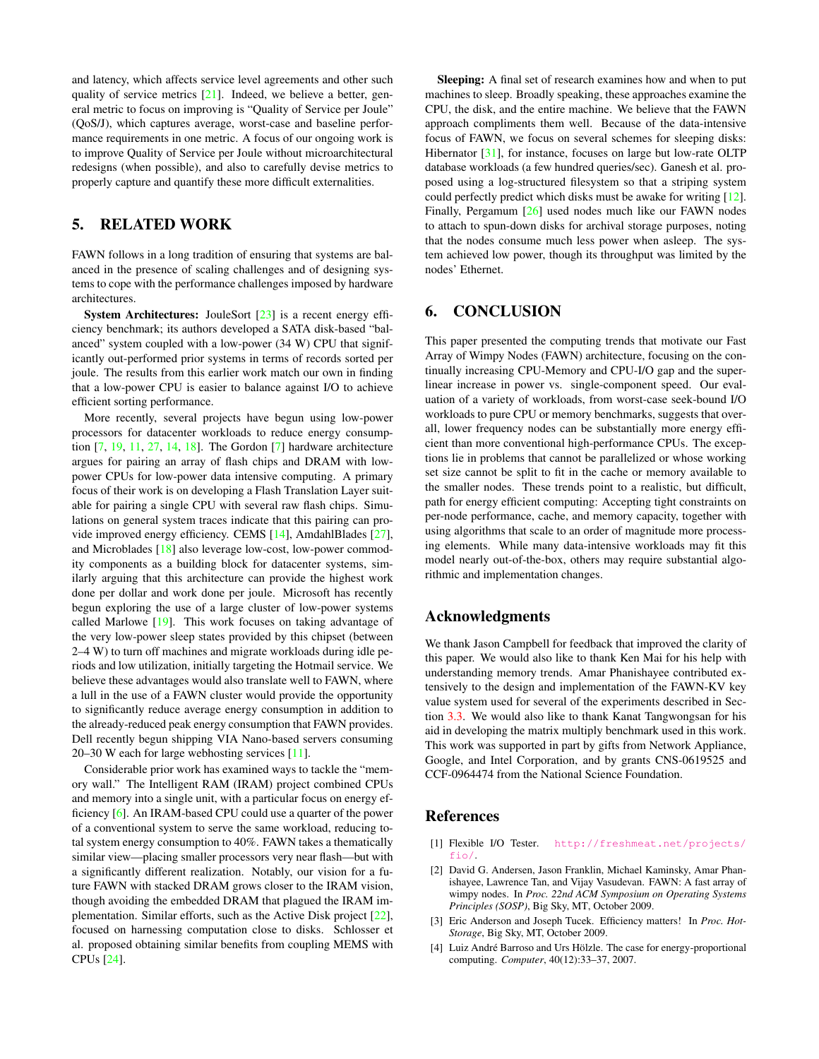and latency, which affects service level agreements and other such quality of service metrics [21]. Indeed, we believe a better, general metric to focus on improving is "Quality of Service per Joule" (QoS/J), which captures average, worst-case and baseline performance requirements in one metric. A focus of our ongoing work is to improve Quality of Service per Joule without microarchitectural redesigns (when possible), and also to carefully devise metrics to properly capture and quantify these more difficult externalities.

## 5. RELATED WORK

FAWN follows in a long tradition of ensuring that systems are balanced in the presence of scaling challenges and of designing systems to cope with the performance challenges imposed by hardware architectures.

**System Architectures:** JouleSort [23] is a recent energy efficiency benchmark; its authors developed a SATA disk-based "balanced" system coupled with a low-power (34 W) CPU that significantly out-performed prior systems in terms of records sorted per joule. The results from this earlier work match our own in finding that a low-power CPU is easier to balance against I/O to achieve efficient sorting performance.

More recently, several projects have begun using low-power processors for datacenter workloads to reduce energy consumption [7, 19, 11, 27, 14, 18]. The Gordon [7] hardware architecture argues for pairing an array of flash chips and DRAM with low-power CPUs for low-power data intensive computing. A primary focus of their work is on developing a Flash Translation Layer suitable for pairing a single CPU with several raw flash chips. Simulations on general system traces indicate that this pairing can provide improved energy efficiency. CEMS [14], AmdahlBlades [27], and Microblades [18] also leverage low-cost, low-power commodity components as a building block for datacenter systems, similarly arguing that this architecture can provide the highest work done per dollar and work done per joule. Microsoft has recently begun exploring the use of a large cluster of low-power systems called Marlowe [19]. This work focuses on taking advantage of the very low-power sleep states provided by this chipset (between 2–4 W) to turn off machines and migrate workloads during idle periods and low utilization, initially targeting the Hotmail service. We believe these advantages would also translate well to FAWN, where a lull in the use of a FAWN cluster would provide the opportunity to significantly reduce average energy consumption in addition to the already-reduced peak energy consumption that FAWN provides. Dell recently begun shipping VIA Nano-based servers consuming 20–30 W each for large webhosting services [11].

Considerable prior work has examined ways to tackle the "memory wall." The Intelligent RAM (IRAM) project combined CPUs and memory into a single unit, with a particular focus on energy efficiency [6]. An IRAM-based CPU could use a quarter of the power of a conventional system to serve the same workload, reducing total system energy consumption to 40%. FAWN takes a thematically similar view—placing smaller processors very near flash—but with a significantly different realization. Notably, our vision for a future FAWN with stacked DRAM grows closer to the IRAM vision, though avoiding the embedded DRAM that plagued the IRAM implementation. Similar efforts, such as the Active Disk project [22], focused on harnessing computation close to disks. Schlosser et al. proposed obtaining similar benefits from coupling MEMS with CPUs [24].

**Sleeping:** A final set of research examines how and when to put machines to sleep. Broadly speaking, these approaches examine the CPU, the disk, and the entire machine. We believe that the FAWN approach compliments them well. Because of the data-intensive focus of FAWN, we focus on several schemes for sleeping disks: Hibernator [31], for instance, focuses on large but low-rate OLTP database workloads (a few hundred queries/sec). Ganesh et al. proposed using a log-structured filesystem so that a striping system could perfectly predict which disks must be awake for writing [12]. Finally, Pergamum [26] used nodes much like our FAWN nodes to attach to spun-down disks for archival storage purposes, noting that the nodes consume much less power when asleep. The system achieved low power, though its throughput was limited by the nodes' Ethernet.

## 6. CONCLUSION

This paper presented the computing trends that motivate our Fast Array of Wimpy Nodes (FAWN) architecture, focusing on the continually increasing CPU-Memory and CPU-I/O gap and the superlinear increase in power vs. single-component speed. Our evaluation of a variety of workloads, from worst-case seek-bound I/O workloads to pure CPU or memory benchmarks, suggests that overall, lower frequency nodes can be substantially more energy efficient than more conventional high-performance CPUs. The exceptions lie in problems that cannot be parallelized or whose working set size cannot be split to fit in the cache or memory available to the smaller nodes. These trends point to a realistic, but difficult, path for energy efficient computing: Accepting tight constraints on per-node performance, cache, and memory capacity, together with using algorithms that scale to an order of magnitude more processing elements. While many data-intensive workloads may fit this model nearly out-of-the-box, others may require substantial algorithmic and implementation changes.

## Acknowledgments

We thank Jason Campbell for feedback that improved the clarity of this paper. We would also like to thank Ken Mai for his help with understanding memory trends. Amar Phanishayee contributed extensively to the design and implementation of the FAWN-KV key value system used for several of the experiments described in Section 3.3. We would also like to thank Kanat Tangwongsan for his aid in developing the matrix multiply benchmark used in this work. This work was supported in part by gifts from Network Appliance, Google, and Intel Corporation, and by grants CNS-0619525 and CCF-0964474 from the National Science Foundation.

## References

[1] Flexible I/O Tester. http://freshmeat.net/projects/fio/.

[2] David G. Andersen, Jason Franklin, Michael Kaminsky, Amar Phanishayee, Lawrence Tan, and Vijay Vasudevan. FAWN: A fast array of wimpy nodes. In *Proc. 22nd ACM Symposium on Operating Systems Principles (SOSP)*, Big Sky, MT, October 2009.

[3] Eric Anderson and Joseph Tucek. Efficiency matters! In *Proc. HotStorage*, Big Sky, MT, October 2009.

[4] Luiz André Barroso and Urs Hölzle. The case for energy-proportional computing. *Computer*, 40(12):33–37, 2007.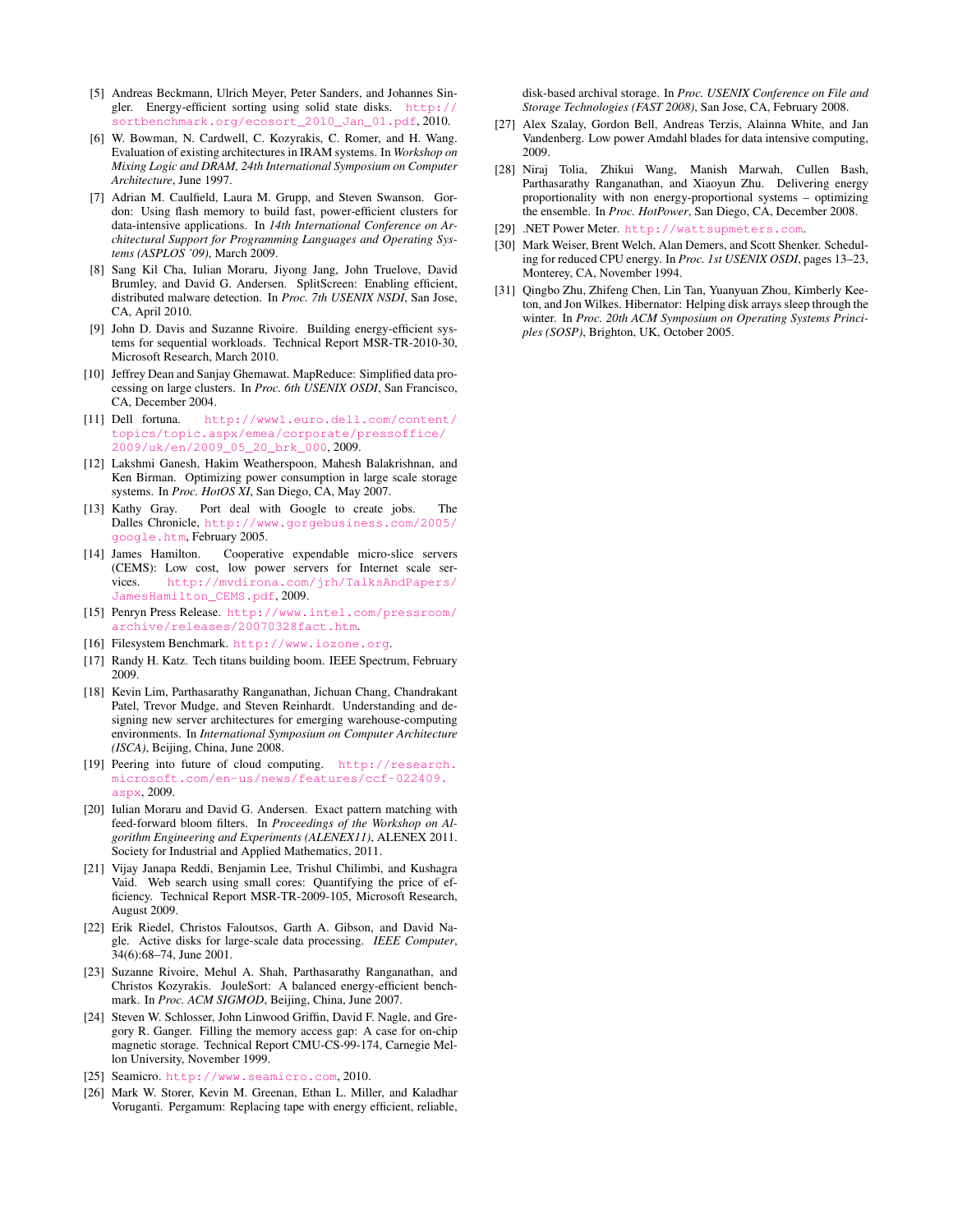[5] Andreas Beckmann, Ulrich Meyer, Peter Sanders, and Johannes Singler. Energy-efficient sorting using solid state disks. http://sortbenchmark.org/ecosort_2010_Jan_01.pdf, 2010.

[6] W. Bowman, N. Cardwell, C. Kozyrakis, C. Romer, and H. Wang. Evaluation of existing architectures in IRAM systems. In *Workshop on Mixing Logic and DRAM, 24th International Symposium on Computer Architecture*, June 1997.

[7] Adrian M. Caulfield, Laura M. Grupp, and Steven Swanson. Gordon: Using flash memory to build fast, power-efficient clusters for data-intensive applications. In *14th International Conference on Architectural Support for Programming Languages and Operating Systems (ASPLOS '09)*, March 2009.

[8] Sang Kil Cha, Iulian Moraru, Jiyong Jang, John Truelove, David Brumley, and David G. Andersen. SplitScreen: Enabling efficient, distributed malware detection. In *Proc. 7th USENIX NSDI*, San Jose, CA, April 2010.

[9] John D. Davis and Suzanne Rivoire. Building energy-efficient systems for sequential workloads. Technical Report MSR-TR-2010-30, Microsoft Research, March 2010.

[10] Jeffrey Dean and Sanjay Ghemawat. MapReduce: Simplified data processing on large clusters. In *Proc. 6th USENIX OSDI*, San Francisco, CA, December 2004.

[11] Dell fortuna. http://www1.euro.dell.com/content/topics/topic.aspx/emea/corporate/pressoffice/2009/uk/en/2009_05_20_brk_000, 2009.

[12] Lakshmi Ganesh, Hakim Weatherspoon, Mahesh Balakrishnan, and Ken Birman. Optimizing power consumption in large scale storage systems. In *Proc. HotOS XI*, San Diego, CA, May 2007.

[13] Kathy Gray. Port deal with Google to create jobs. The Dalles Chronicle, http://www.gorgebusiness.com/2005/google.htm, February 2005.

[14] James Hamilton. Cooperative expendable micro-slice servers (CEMS): Low cost, low power servers for Internet scale services. http://mvdirona.com/jrh/TalksAndPapers/JamesHamilton_CEMS.pdf, 2009.

[15] Penryn Press Release. http://www.intel.com/pressroom/archive/releases/20070328fact.htm.

[16] Filesystem Benchmark. http://www.iozone.org.

[17] Randy H. Katz. Tech titans building boom. IEEE Spectrum, February 2009.

[18] Kevin Lim, Parthasarathy Ranganathan, Jichuan Chang, Chandrakant Patel, Trevor Mudge, and Steven Reinhardt. Understanding and designing new server architectures for emerging warehouse-computing environments. In *International Symposium on Computer Architecture (ISCA)*, Beijing, China, June 2008.

[19] Peering into future of cloud computing. http://research.microsoft.com/en-us/news/features/ccf-022409.aspx, 2009.

[20] Iulian Moraru and David G. Andersen. Exact pattern matching with feed-forward bloom filters. In *Proceedings of the Workshop on Algorithm Engineering and Experiments (ALENEX11)*, ALENEX 2011. Society for Industrial and Applied Mathematics, 2011.

[21] Vijay Janapa Reddi, Benjamin Lee, Trishul Chilimbi, and Kushagra Vaid. Web search using small cores: Quantifying the price of efficiency. Technical Report MSR-TR-2009-105, Microsoft Research, August 2009.

[22] Erik Riedel, Christos Faloutsos, Garth A. Gibson, and David Nagle. Active disks for large-scale data processing. *IEEE Computer*, 34(6):68–74, June 2001.

[23] Suzanne Rivoire, Mehul A. Shah, Parthasarathy Ranganathan, and Christos Kozyrakis. JouleSort: A balanced energy-efficient benchmark. In *Proc. ACM SIGMOD*, Beijing, China, June 2007.

[24] Steven W. Schlosser, John Linwood Griffin, David F. Nagle, and Gregory R. Ganger. Filling the memory access gap: A case for on-chip magnetic storage. Technical Report CMU-CS-99-174, Carnegie Mellon University, November 1999.

[25] Seamicro. http://www.seamicro.com, 2010.

[26] Mark W. Storer, Kevin M. Greenan, Ethan L. Miller, and Kaladhar Voruganti. Pergamum: Replacing tape with energy efficient, reliable, disk-based archival storage. In *Proc. USENIX Conference on File and Storage Technologies (FAST 2008)*, San Jose, CA, February 2008.

[27] Alex Szalay, Gordon Bell, Andreas Terzis, Alainna White, and Jan Vandenberg. Low power Amdahl blades for data intensive computing, 2009.

[28] Niraj Tolia, Zhikui Wang, Manish Marwah, Cullen Bash, Parthasarathy Ranganathan, and Xiaoyun Zhu. Delivering energy proportionality with non energy-proportional systems – optimizing the ensemble. In *Proc. HotPower*, San Diego, CA, December 2008.

[29] .NET Power Meter. http://wattsupmeters.com.

[30] Mark Weiser, Brent Welch, Alan Demers, and Scott Shenker. Scheduling for reduced CPU energy. In *Proc. 1st USENIX OSDI*, pages 13–23, Monterey, CA, November 1994.

[31] Qingbo Zhu, Zhifeng Chen, Lin Tan, Yuanyuan Zhou, Kimberly Keeton, and Jon Wilkes. Hibernator: Helping disk arrays sleep through the winter. In *Proc. 20th ACM Symposium on Operating Systems Principles (SOSP)*, Brighton, UK, October 2005.